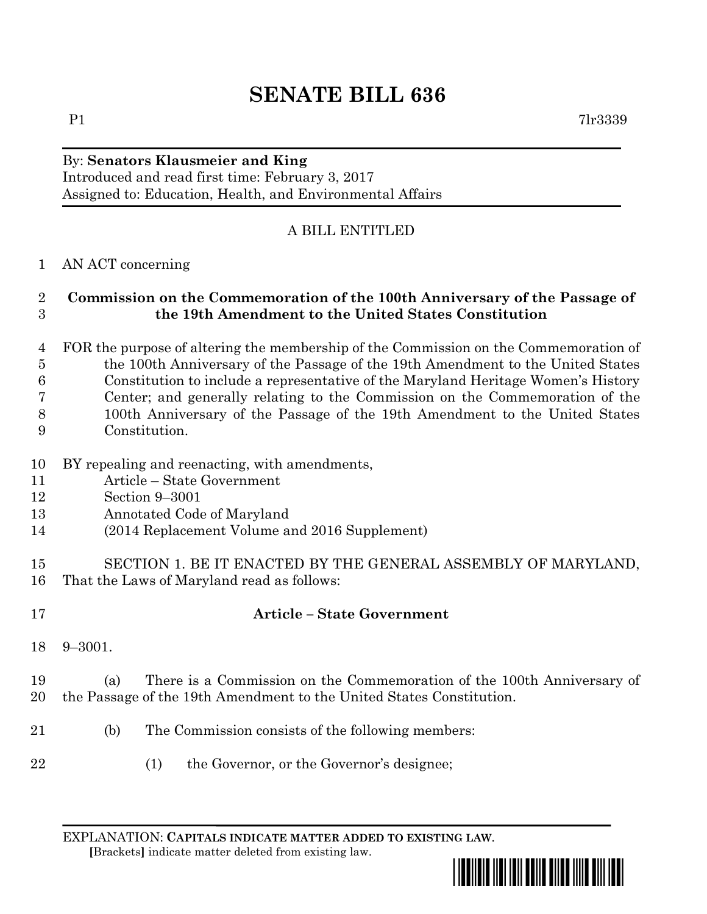# SENATE BILL 636

P1 7lr3339

By: **Senators Klausmeier and King**
Introduced and read first time: February 3, 2017
Assigned to: Education, Health, and Environmental Affairs

A BILL ENTITLED

AN ACT concerning

**Commission on the Commemoration of the 100th Anniversary of the Passage of the 19th Amendment to the United States Constitution**

FOR the purpose of altering the membership of the Commission on the Commemoration of the 100th Anniversary of the Passage of the 19th Amendment to the United States Constitution to include a representative of the Maryland Heritage Women's History Center; and generally relating to the Commission on the Commemoration of the 100th Anniversary of the Passage of the 19th Amendment to the United States Constitution.

BY repealing and reenacting, with amendments,
Article – State Government
Section 9–3001
Annotated Code of Maryland
(2014 Replacement Volume and 2016 Supplement)

SECTION 1. BE IT ENACTED BY THE GENERAL ASSEMBLY OF MARYLAND, That the Laws of Maryland read as follows:

**Article – State Government**

9–3001.

(a) There is a Commission on the Commemoration of the 100th Anniversary of the Passage of the 19th Amendment to the United States Constitution.

(b) The Commission consists of the following members:

(1) the Governor, or the Governor's designee;

EXPLANATION: **CAPITALS INDICATE MATTER ADDED TO EXISTING LAW.**
**[**Brackets**]** indicate matter deleted from existing law.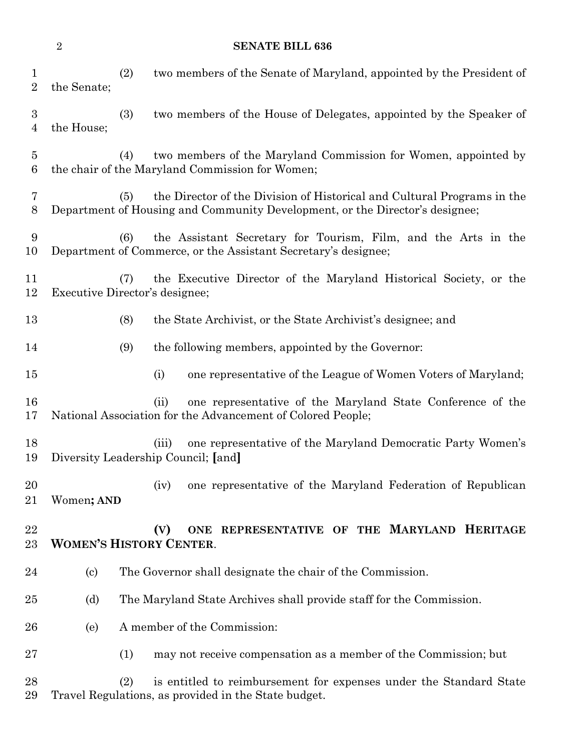(2) two members of the Senate of Maryland, appointed by the President of the Senate;

(3) two members of the House of Delegates, appointed by the Speaker of the House;

(4) two members of the Maryland Commission for Women, appointed by the chair of the Maryland Commission for Women;

(5) the Director of the Division of Historical and Cultural Programs in the Department of Housing and Community Development, or the Director's designee;

(6) the Assistant Secretary for Tourism, Film, and the Arts in the Department of Commerce, or the Assistant Secretary's designee;

(7) the Executive Director of the Maryland Historical Society, or the Executive Director's designee;

(8) the State Archivist, or the State Archivist's designee; and

(9) the following members, appointed by the Governor:

(i) one representative of the League of Women Voters of Maryland;

(ii) one representative of the Maryland State Conference of the National Association for the Advancement of Colored People;

(iii) one representative of the Maryland Democratic Party Women's Diversity Leadership Council; **[**and**]**

(iv) one representative of the Maryland Federation of Republican Women**; AND**

**(V) ONE REPRESENTATIVE OF THE MARYLAND HERITAGE WOMEN'S HISTORY CENTER**.

(c) The Governor shall designate the chair of the Commission.

(d) The Maryland State Archives shall provide staff for the Commission.

(e) A member of the Commission:

(1) may not receive compensation as a member of the Commission; but

(2) is entitled to reimbursement for expenses under the Standard State Travel Regulations, as provided in the State budget.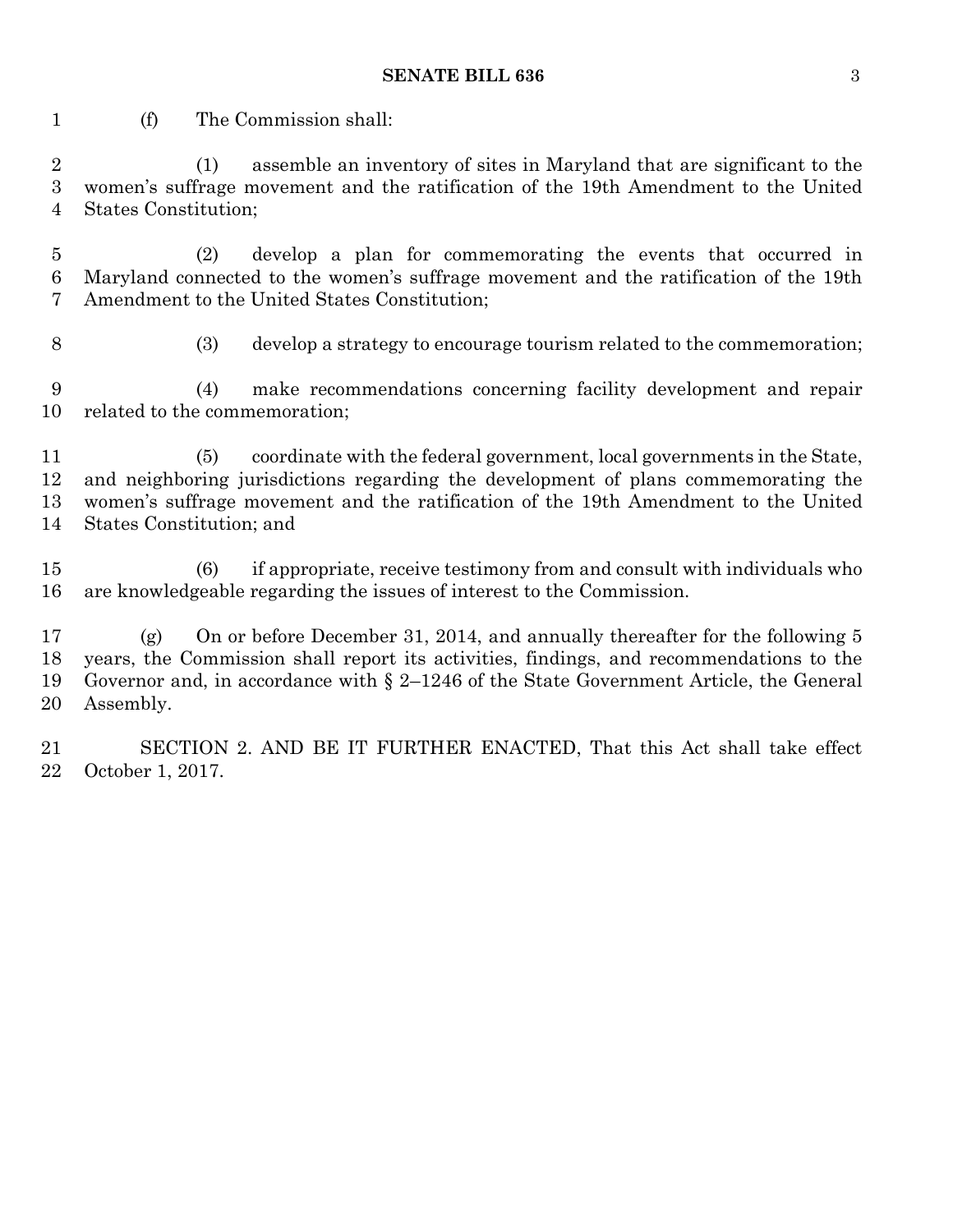(f) The Commission shall:

(1) assemble an inventory of sites in Maryland that are significant to the women's suffrage movement and the ratification of the 19th Amendment to the United States Constitution;

(2) develop a plan for commemorating the events that occurred in Maryland connected to the women's suffrage movement and the ratification of the 19th Amendment to the United States Constitution;

(3) develop a strategy to encourage tourism related to the commemoration;

(4) make recommendations concerning facility development and repair related to the commemoration;

(5) coordinate with the federal government, local governments in the State, and neighboring jurisdictions regarding the development of plans commemorating the women's suffrage movement and the ratification of the 19th Amendment to the United States Constitution; and

(6) if appropriate, receive testimony from and consult with individuals who are knowledgeable regarding the issues of interest to the Commission.

(g) On or before December 31, 2014, and annually thereafter for the following 5 years, the Commission shall report its activities, findings, and recommendations to the Governor and, in accordance with § 2–1246 of the State Government Article, the General Assembly.

SECTION 2. AND BE IT FURTHER ENACTED, That this Act shall take effect October 1, 2017.